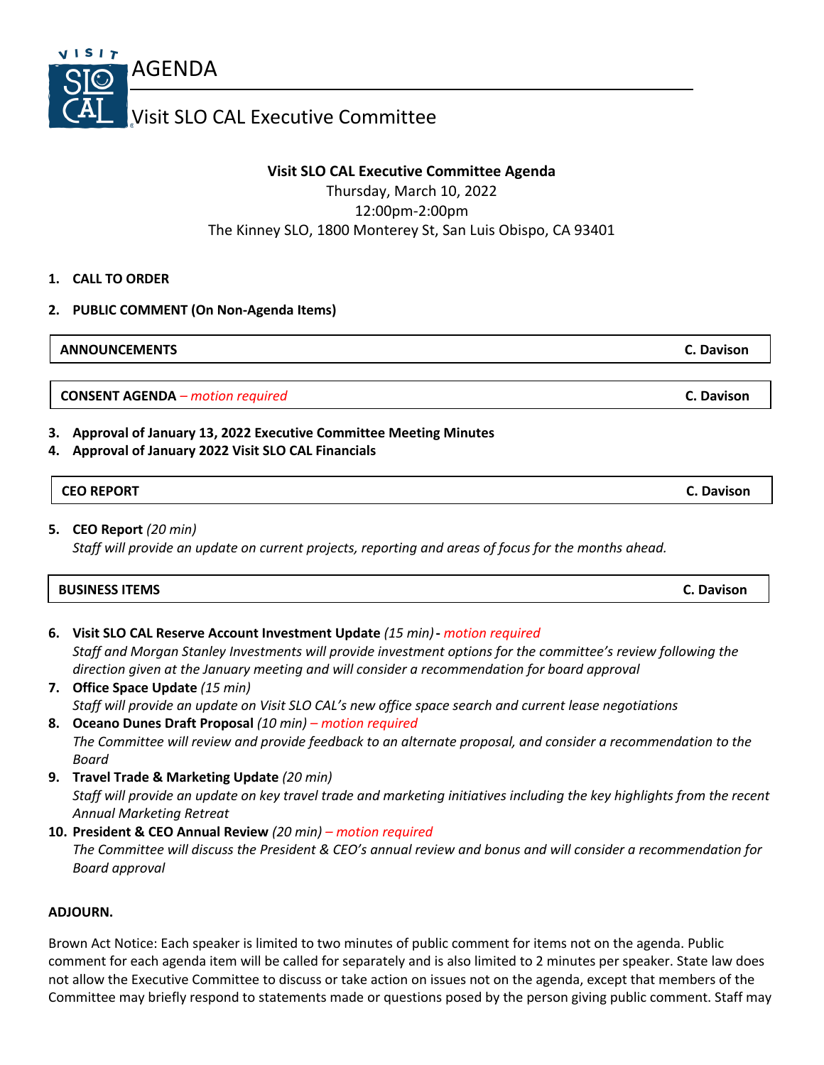# AGENDA

## Visit SLO CAL Executive Committee

**Visit SLO CAL Executive Committee Agenda**
Thursday, March 10, 2022
12:00pm-2:00pm
The Kinney SLO, 1800 Monterey St, San Luis Obispo, CA 93401

1. **CALL TO ORDER**
2. **PUBLIC COMMENT (On Non-Agenda Items)**

| **ANNOUNCEMENTS** | **C. Davison** |
|---|---|

| **CONSENT AGENDA** *– motion required* | **C. Davison** |
|---|---|

3. **Approval of January 13, 2022 Executive Committee Meeting Minutes**
4. **Approval of January 2022 Visit SLO CAL Financials**

| **CEO REPORT** | **C. Davison** |
|---|---|

5. **CEO Report** *(20 min)*
   *Staff will provide an update on current projects, reporting and areas of focus for the months ahead.*

| **BUSINESS ITEMS** | **C. Davison** |
|---|---|

6. **Visit SLO CAL Reserve Account Investment Update** *(15 min)* **-** *motion required*
   *Staff and Morgan Stanley Investments will provide investment options for the committee's review following the direction given at the January meeting and will consider a recommendation for board approval*
7. **Office Space Update** *(15 min)*
   *Staff will provide an update on Visit SLO CAL's new office space search and current lease negotiations*
8. **Oceano Dunes Draft Proposal** *(10 min) – motion required*
   *The Committee will review and provide feedback to an alternate proposal, and consider a recommendation to the Board*
9. **Travel Trade & Marketing Update** *(20 min)*
   *Staff will provide an update on key travel trade and marketing initiatives including the key highlights from the recent Annual Marketing Retreat*
10. **President & CEO Annual Review** *(20 min) – motion required*
    *The Committee will discuss the President & CEO's annual review and bonus and will consider a recommendation for Board approval*

**ADJOURN.**

Brown Act Notice: Each speaker is limited to two minutes of public comment for items not on the agenda. Public comment for each agenda item will be called for separately and is also limited to 2 minutes per speaker. State law does not allow the Executive Committee to discuss or take action on issues not on the agenda, except that members of the Committee may briefly respond to statements made or questions posed by the person giving public comment. Staff may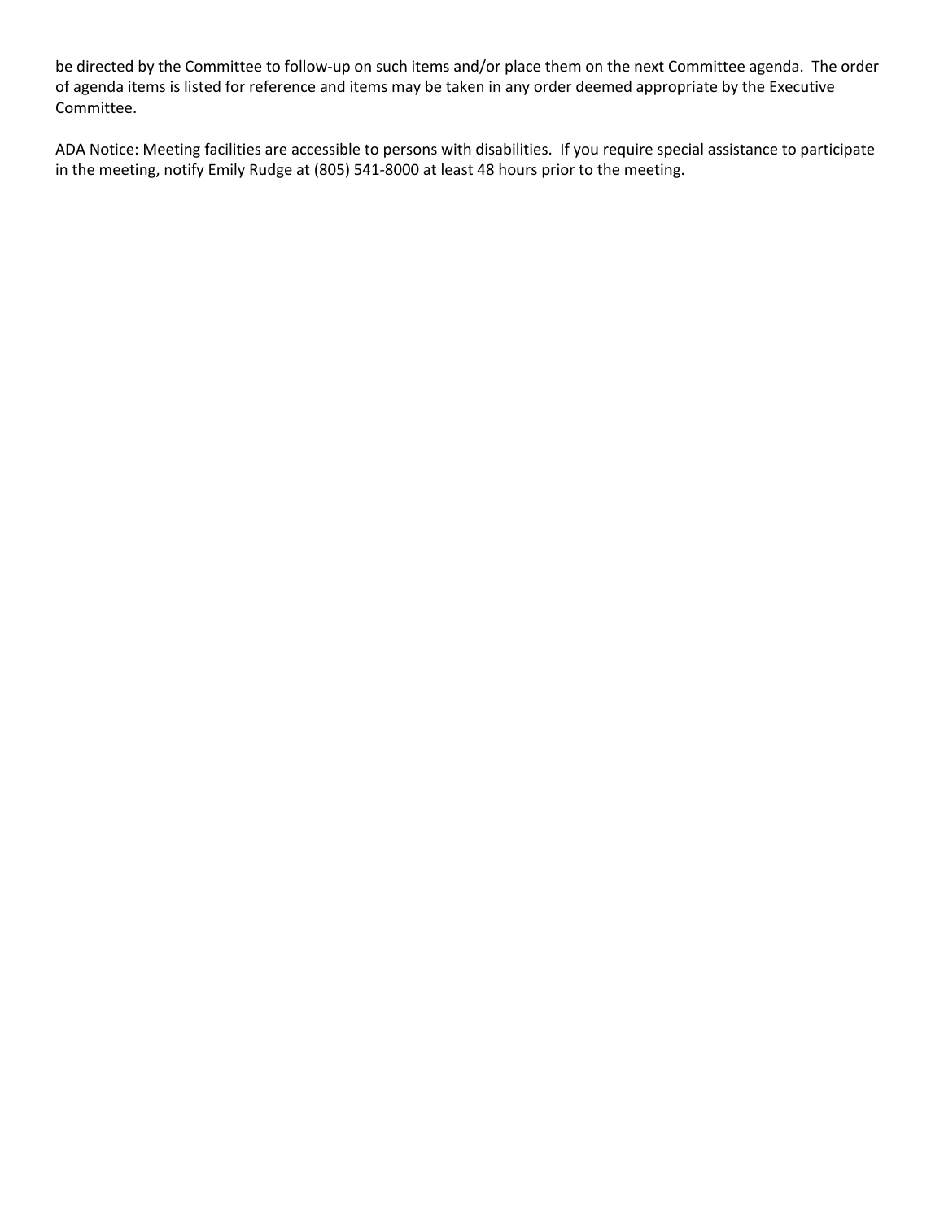be directed by the Committee to follow-up on such items and/or place them on the next Committee agenda. The order of agenda items is listed for reference and items may be taken in any order deemed appropriate by the Executive Committee.

ADA Notice: Meeting facilities are accessible to persons with disabilities. If you require special assistance to participate in the meeting, notify Emily Rudge at (805) 541-8000 at least 48 hours prior to the meeting.